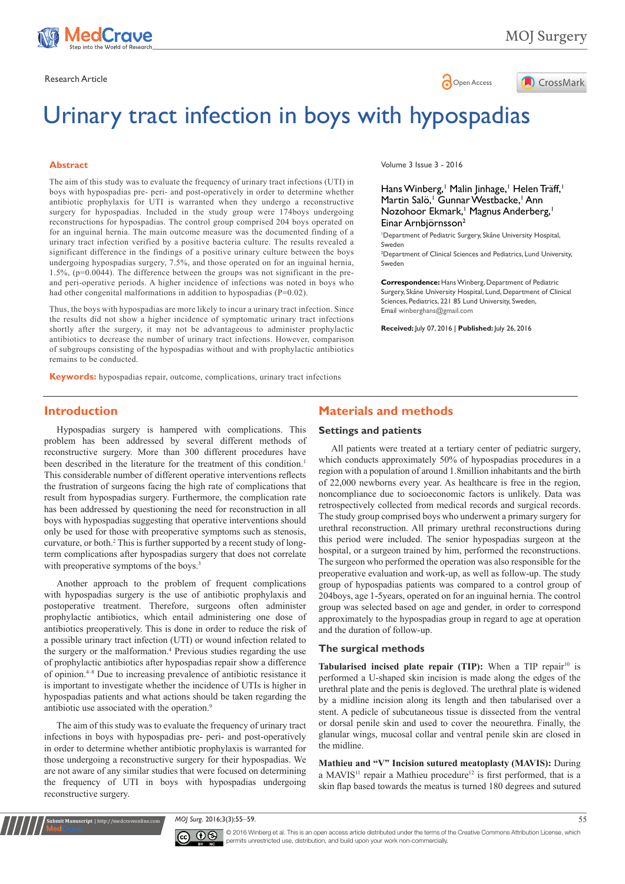Research Article

# Urinary tract infection in boys with hypospadias

## Abstract

The aim of this study was to evaluate the frequency of urinary tract infections (UTI) in boys with hypospadias pre- peri- and post-operatively in order to determine whether antibiotic prophylaxis for UTI is warranted when they undergo a reconstructive surgery for hypospadias. Included in the study group were 174boys undergoing reconstructions for hypospadias. The control group comprised 204 boys operated on for an inguinal hernia. The main outcome measure was the documented finding of a urinary tract infection verified by a positive bacteria culture. The results revealed a significant difference in the findings of a positive urinary culture between the boys undergoing hypospadias surgery, 7.5%, and those operated on for an inguinal hernia, 1.5%, (p=0.0044). The difference between the groups was not significant in the pre- and post-operative periods. A higher incidence of infections was noted in boys who had other congenital malformations in addition to hypospadias (P=0.02).

Thus, the boys with hypospadias are more likely to incur a urinary tract infection. Since the results did not show a higher incidence of symptomatic urinary tract infections shortly after the surgery, it may not be advantageous to administer prophylactic antibiotics to decrease the number of urinary tract infections. However, comparison of subgroups consisting of the hypospadias without and with prophylactic antibiotics remains to be conducted.

**Keywords:** hypospadias repair, outcome, complications, urinary tract infections

Volume 3 Issue 3 - 2016

Hans Winberg,[1] Malin Jinhage,[1] Helen Träff,[1] Martin Salö,[1] Gunnar Westbacke,[1] Ann Nozohoor Ekmark,[1] Magnus Anderberg,[1] Einar Arnbjörnsson[2]

[1]Department of Pediatric Surgery, Skåne University Hospital, Sweden
[2]Department of Clinical Sciences and Pediatrics, Lund University, Sweden

**Correspondence:** Hans Winberg, Department of Pediatric Surgery, Skåne University Hospital, Lund, Department of Clinical Sciences, Pediatrics, 221 85 Lund University, Sweden, Email winberghans@gmail.com

**Received:** July 07, 2016 | **Published:** July 26, 2016

## Introduction

Hypospadias surgery is hampered with complications. This problem has been addressed by several different methods of reconstructive surgery. More than 300 different procedures have been described in the literature for the treatment of this condition.[1] This considerable number of different operative interventions reflects the frustration of surgeons facing the high rate of complications that result from hypospadias surgery. Furthermore, the complication rate has been addressed by questioning the need for reconstruction in all boys with hypospadias suggesting that operative interventions should only be used for those with preoperative symptoms such as stenosis, curvature, or both.[2] This is further supported by a recent study of long-term complications after hypospadias surgery that does not correlate with preoperative symptoms of the boys.[3]

Another approach to the problem of frequent complications with hypospadias surgery is the use of antibiotic prophylaxis and postoperative treatment. Therefore, surgeons often administer prophylactic antibiotics, which entail administering one dose of antibiotics preoperatively. This is done in order to reduce the risk of a possible urinary tract infection (UTI) or wound infection related to the surgery or the malformation.[4] Previous studies regarding the use of prophylactic antibiotics after hypospadias repair show a difference of opinion.[4–8] Due to increasing prevalence of antibiotic resistance it is important to investigate whether the incidence of UTIs is higher in hypospadias patients and what actions should be taken regarding the antibiotic use associated with the operation.[9]

The aim of this study was to evaluate the frequency of urinary tract infections in boys with hypospadias pre- peri- and post-operatively in order to determine whether antibiotic prophylaxis is warranted for those undergoing a reconstructive surgery for their hypospadias. We are not aware of any similar studies that were focused on determining the frequency of UTI in boys with hypospadias undergoing reconstructive surgery.

## Materials and methods

### Settings and patients

All patients were treated at a tertiary center of pediatric surgery, which conducts approximately 50% of hypospadias procedures in a region with a population of around 1.8million inhabitants and the birth of 22,000 newborns every year. As healthcare is free in the region, noncompliance due to socioeconomic factors is unlikely. Data was retrospectively collected from medical records and surgical records. The study group comprised boys who underwent a primary surgery for urethral reconstruction. All primary urethral reconstructions during this period were included. The senior hypospadias surgeon at the hospital, or a surgeon trained by him, performed the reconstructions. The surgeon who performed the operation was also responsible for the preoperative evaluation and work-up, as well as follow-up. The study group of hypospadias patients was compared to a control group of 204boys, age 1-5years, operated on for an inguinal hernia. The control group was selected based on age and gender, in order to correspond approximately to the hypospadias group in regard to age at operation and the duration of follow-up.

### The surgical methods

**Tabularised incised plate repair (TIP):** When a TIP repair[10] is performed a U-shaped skin incision is made along the edges of the urethral plate and the penis is degloved. The urethral plate is widened by a midline incision along its length and then tabularised over a stent. A pedicle of subcutaneous tissue is dissected from the ventral or dorsal penile skin and used to cover the neourethra. Finally, the glanular wings, mucosal collar and ventral penile skin are closed in the midline.

**Mathieu and "V" Incision sutured meatoplasty (MAVIS):** During a MAVIS[11] repair a Mathieu procedure[12] is first performed, that is a skin flap based towards the meatus is turned 180 degrees and sutured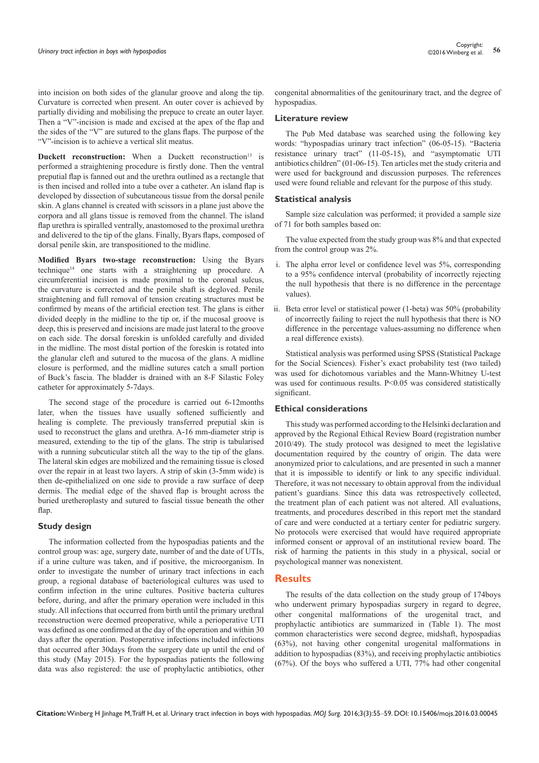into incision on both sides of the glanular groove and along the tip. Curvature is corrected when present. An outer cover is achieved by partially dividing and mobilising the prepuce to create an outer layer. Then a "V"-incision is made and excised at the apex of the flap and the sides of the "V" are sutured to the glans flaps. The purpose of the "V"-incision is to achieve a vertical slit meatus.

**Duckett reconstruction:** When a Duckett reconstruction[13] is performed a straightening procedure is firstly done. Then the ventral preputial flap is fanned out and the urethra outlined as a rectangle that is then incised and rolled into a tube over a catheter. An island flap is developed by dissection of subcutaneous tissue from the dorsal penile skin. A glans channel is created with scissors in a plane just above the corpora and all glans tissue is removed from the channel. The island flap urethra is spiralled ventrally, anastomosed to the proximal urethra and delivered to the tip of the glans. Finally, Byars flaps, composed of dorsal penile skin, are transpositioned to the midline.

**Modified Byars two-stage reconstruction:** Using the Byars technique[14] one starts with a straightening up procedure. A circumferential incision is made proximal to the coronal sulcus, the curvature is corrected and the penile shaft is degloved. Penile straightening and full removal of tension creating structures must be confirmed by means of the artificial erection test. The glans is either divided deeply in the midline to the tip or, if the mucosal groove is deep, this is preserved and incisions are made just lateral to the groove on each side. The dorsal foreskin is unfolded carefully and divided in the midline. The most distal portion of the foreskin is rotated into the glanular cleft and sutured to the mucosa of the glans. A midline closure is performed, and the midline sutures catch a small portion of Buck's fascia. The bladder is drained with an 8-F Silastic Foley catheter for approximately 5-7days.

The second stage of the procedure is carried out 6-12months later, when the tissues have usually softened sufficiently and healing is complete. The previously transferred preputial skin is used to reconstruct the glans and urethra. A-16 mm-diameter strip is measured, extending to the tip of the glans. The strip is tabularised with a running subcuticular stitch all the way to the tip of the glans. The lateral skin edges are mobilized and the remaining tissue is closed over the repair in at least two layers. A strip of skin (3-5mm wide) is then de-epithelialized on one side to provide a raw surface of deep dermis. The medial edge of the shaved flap is brought across the buried uretheroplasty and sutured to fascial tissue beneath the other flap.

### Study design

The information collected from the hypospadias patients and the control group was: age, surgery date, number of and the date of UTIs, if a urine culture was taken, and if positive, the microorganism. In order to investigate the number of urinary tract infections in each group, a regional database of bacteriological cultures was used to confirm infection in the urine cultures. Positive bacteria cultures before, during, and after the primary operation were included in this study. All infections that occurred from birth until the primary urethral reconstruction were deemed preoperative, while a perioperative UTI was defined as one confirmed at the day of the operation and within 30 days after the operation. Postoperative infections included infections that occurred after 30days from the surgery date up until the end of this study (May 2015). For the hypospadias patients the following data was also registered: the use of prophylactic antibiotics, other congenital abnormalities of the genitourinary tract, and the degree of hypospadias.

### Literature review

The Pub Med database was searched using the following key words: "hypospadias urinary tract infection" (06-05-15). "Bacteria resistance urinary tract" (11-05-15), and "asymptomatic UTI antibiotics children" (01-06-15). Ten articles met the study criteria and were used for background and discussion purposes. The references used were found reliable and relevant for the purpose of this study.

### Statistical analysis

Sample size calculation was performed; it provided a sample size of 71 for both samples based on:

The value expected from the study group was 8% and that expected from the control group was 2%.

i. The alpha error level or confidence level was 5%, corresponding to a 95% confidence interval (probability of incorrectly rejecting the null hypothesis that there is no difference in the percentage values).
ii. Beta error level or statistical power (1-beta) was 50% (probability of incorrectly failing to reject the null hypothesis that there is NO difference in the percentage values-assuming no difference when a real difference exists).

Statistical analysis was performed using SPSS (Statistical Package for the Social Sciences). Fisher's exact probability test (two tailed) was used for dichotomous variables and the Mann-Whitney U-test was used for continuous results. P<0.05 was considered statistically significant.

### Ethical considerations

This study was performed according to the Helsinki declaration and approved by the Regional Ethical Review Board (registration number 2010/49). The study protocol was designed to meet the legislative documentation required by the country of origin. The data were anonymized prior to calculations, and are presented in such a manner that it is impossible to identify or link to any specific individual. Therefore, it was not necessary to obtain approval from the individual patient's guardians. Since this data was retrospectively collected, the treatment plan of each patient was not altered. All evaluations, treatments, and procedures described in this report met the standard of care and were conducted at a tertiary center for pediatric surgery. No protocols were exercised that would have required appropriate informed consent or approval of an institutional review board. The risk of harming the patients in this study in a physical, social or psychological manner was nonexistent.

## Results

The results of the data collection on the study group of 174boys who underwent primary hypospadias surgery in regard to degree, other congenital malformations of the urogenital tract, and prophylactic antibiotics are summarized in (Table 1). The most common characteristics were second degree, midshaft, hypospadias (63%), not having other congenital urogenital malformations in addition to hypospadias (83%), and receiving prophylactic antibiotics (67%). Of the boys who suffered a UTI, 77% had other congenital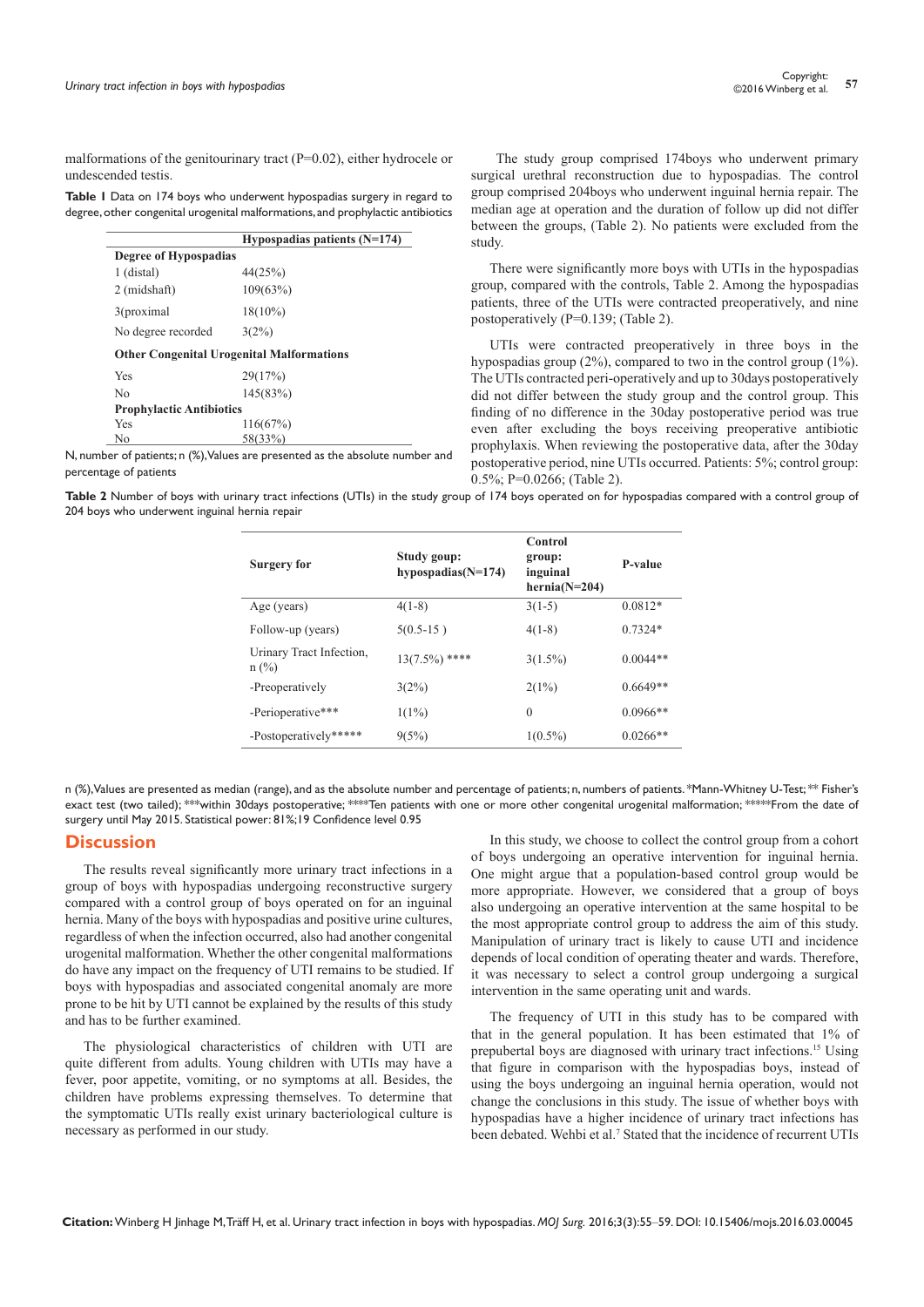malformations of the genitourinary tract (P=0.02), either hydrocele or undescended testis.

**Table 1** Data on 174 boys who underwent hypospadias surgery in regard to degree, other congenital urogenital malformations, and prophylactic antibiotics

| | Hypospadias patients (N=174) |
|---|---|
| **Degree of Hypospadias** | |
| 1 (distal) | 44(25%) |
| 2 (midshaft) | 109(63%) |
| 3(proximal | 18(10%) |
| No degree recorded | 3(2%) |
| **Other Congenital Urogenital Malformations** | |
| Yes | 29(17%) |
| No | 145(83%) |
| **Prophylactic Antibiotics** | |
| Yes | 116(67%) |
| No | 58(33%) |

N, number of patients; n (%), Values are presented as the absolute number and percentage of patients

The study group comprised 174boys who underwent primary surgical urethral reconstruction due to hypospadias. The control group comprised 204boys who underwent inguinal hernia repair. The median age at operation and the duration of follow up did not differ between the groups, (Table 2). No patients were excluded from the study.

There were significantly more boys with UTIs in the hypospadias group, compared with the controls, Table 2. Among the hypospadias patients, three of the UTIs were contracted preoperatively, and nine postoperatively (P=0.139; (Table 2).

UTIs were contracted preoperatively in three boys in the hypospadias group (2%), compared to two in the control group (1%). The UTIs contracted peri-operatively and up to 30days postoperatively did not differ between the study group and the control group. This finding of no difference in the 30day postoperative period was true even after excluding the boys receiving preoperative antibiotic prophylaxis. When reviewing the postoperative data, after the 30day postoperative period, nine UTIs occurred. Patients: 5%; control group: 0.5%; P=0.0266; (Table 2).

**Table 2** Number of boys with urinary tract infections (UTIs) in the study group of 174 boys operated on for hypospadias compared with a control group of 204 boys who underwent inguinal hernia repair

| Surgery for | Study goup: hypospadias(N=174) | Control group: inguinal hernia(N=204) | P-value |
|---|---|---|---|
| Age (years) | 4(1-8) | 3(1-5) | 0.0812* |
| Follow-up (years) | 5(0.5-15 ) | 4(1-8) | 0.7324* |
| Urinary Tract Infection, n (%) | 13(7.5%) **** | 3(1.5%) | 0.0044** |
| -Preoperatively | 3(2%) | 2(1%) | 0.6649** |
| -Perioperative*** | 1(1%) | 0 | 0.0966** |
| -Postoperatively***** | 9(5%) | 1(0.5%) | 0.0266** |

n (%), Values are presented as median (range), and as the absolute number and percentage of patients; n, numbers of patients. *Mann-Whitney U-Test; ** Fisher's exact test (two tailed); ***within 30days postoperative; ****Ten patients with one or more other congenital urogenital malformation; *****From the date of surgery until May 2015. Statistical power: 81%;19 Confidence level 0.95

## Discussion

The results reveal significantly more urinary tract infections in a group of boys with hypospadias undergoing reconstructive surgery compared with a control group of boys operated on for an inguinal hernia. Many of the boys with hypospadias and positive urine cultures, regardless of when the infection occurred, also had another congenital urogenital malformation. Whether the other congenital malformations do have any impact on the frequency of UTI remains to be studied. If boys with hypospadias and associated congenital anomaly are more prone to be hit by UTI cannot be explained by the results of this study and has to be further examined.

The physiological characteristics of children with UTI are quite different from adults. Young children with UTIs may have a fever, poor appetite, vomiting, or no symptoms at all. Besides, the children have problems expressing themselves. To determine that the symptomatic UTIs really exist urinary bacteriological culture is necessary as performed in our study.

In this study, we choose to collect the control group from a cohort of boys undergoing an operative intervention for inguinal hernia. One might argue that a population-based control group would be more appropriate. However, we considered that a group of boys also undergoing an operative intervention at the same hospital to be the most appropriate control group to address the aim of this study. Manipulation of urinary tract is likely to cause UTI and incidence depends of local condition of operating theater and wards. Therefore, it was necessary to select a control group undergoing a surgical intervention in the same operating unit and wards.

The frequency of UTI in this study has to be compared with that in the general population. It has been estimated that 1% of prepubertal boys are diagnosed with urinary tract infections.[15] Using that figure in comparison with the hypospadias boys, instead of using the boys undergoing an inguinal hernia operation, would not change the conclusions in this study. The issue of whether boys with hypospadias have a higher incidence of urinary tract infections has been debated. Wehbi et al.[7] Stated that the incidence of recurrent UTIs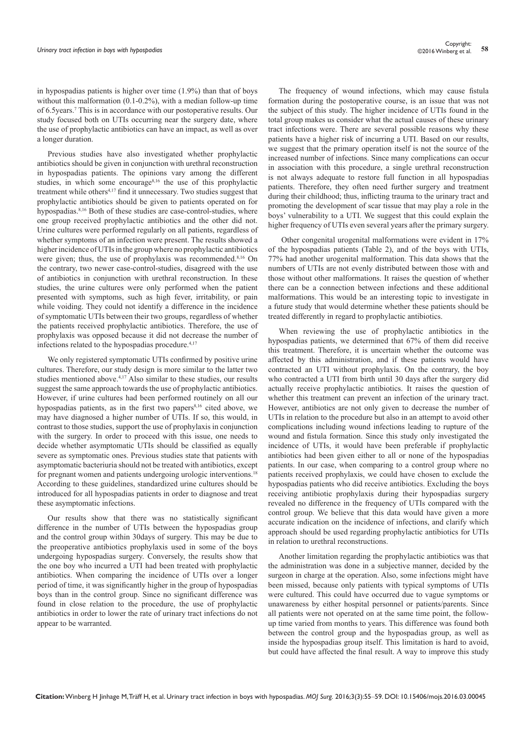in hypospadias patients is higher over time (1.9%) than that of boys without this malformation (0.1-0.2%), with a median follow-up time of 6.5years.[7] This is in accordance with our postoperative results. Our study focused both on UTIs occurring near the surgery date, where the use of prophylactic antibiotics can have an impact, as well as over a longer duration.

Previous studies have also investigated whether prophylactic antibiotics should be given in conjunction with urethral reconstruction in hypospadias patients. The opinions vary among the different studies, in which some encourage[8,16] the use of this prophylactic treatment while others[4,17] find it unnecessary. Two studies suggest that prophylactic antibiotics should be given to patients operated on for hypospadias.[8,16] Both of these studies are case-control-studies, where one group received prophylactic antibiotics and the other did not. Urine cultures were performed regularly on all patients, regardless of whether symptoms of an infection were present. The results showed a higher incidence of UTIs in the group where no prophylactic antibiotics were given; thus, the use of prophylaxis was recommended.[8,16] On the contrary, two newer case-control-studies, disagreed with the use of antibiotics in conjunction with urethral reconstruction. In these studies, the urine cultures were only performed when the patient presented with symptoms, such as high fever, irritability, or pain while voiding. They could not identify a difference in the incidence of symptomatic UTIs between their two groups, regardless of whether the patients received prophylactic antibiotics. Therefore, the use of prophylaxis was opposed because it did not decrease the number of infections related to the hypospadias procedure.[4,17]

We only registered symptomatic UTIs confirmed by positive urine cultures. Therefore, our study design is more similar to the latter two studies mentioned above.[4,17] Also similar to these studies, our results suggest the same approach towards the use of prophylactic antibiotics. However, if urine cultures had been performed routinely on all our hypospadias patients, as in the first two papers[8,16] cited above, we may have diagnosed a higher number of UTIs. If so, this would, in contrast to those studies, support the use of prophylaxis in conjunction with the surgery. In order to proceed with this issue, one needs to decide whether asymptomatic UTIs should be classified as equally severe as symptomatic ones. Previous studies state that patients with asymptomatic bacteriuria should not be treated with antibiotics, except for pregnant women and patients undergoing urologic interventions.[18] According to these guidelines, standardized urine cultures should be introduced for all hypospadias patients in order to diagnose and treat these asymptomatic infections.

Our results show that there was no statistically significant difference in the number of UTIs between the hypospadias group and the control group within 30days of surgery. This may be due to the preoperative antibiotics prophylaxis used in some of the boys undergoing hypospadias surgery. Conversely, the results show that the one boy who incurred a UTI had been treated with prophylactic antibiotics. When comparing the incidence of UTIs over a longer period of time, it was significantly higher in the group of hypospadias boys than in the control group. Since no significant difference was found in close relation to the procedure, the use of prophylactic antibiotics in order to lower the rate of urinary tract infections do not appear to be warranted.

The frequency of wound infections, which may cause fistula formation during the postoperative course, is an issue that was not the subject of this study. The higher incidence of UTIs found in the total group makes us consider what the actual causes of these urinary tract infections were. There are several possible reasons why these patients have a higher risk of incurring a UTI. Based on our results, we suggest that the primary operation itself is not the source of the increased number of infections. Since many complications can occur in association with this procedure, a single urethral reconstruction is not always adequate to restore full function in all hypospadias patients. Therefore, they often need further surgery and treatment during their childhood; thus, inflicting trauma to the urinary tract and promoting the development of scar tissue that may play a role in the boys' vulnerability to a UTI. We suggest that this could explain the higher frequency of UTIs even several years after the primary surgery.

Other congenital urogenital malformations were evident in 17% of the hypospadias patients (Table 2), and of the boys with UTIs, 77% had another urogenital malformation. This data shows that the numbers of UTIs are not evenly distributed between those with and those without other malformations. It raises the question of whether there can be a connection between infections and these additional malformations. This would be an interesting topic to investigate in a future study that would determine whether these patients should be treated differently in regard to prophylactic antibiotics.

When reviewing the use of prophylactic antibiotics in the hypospadias patients, we determined that 67% of them did receive this treatment. Therefore, it is uncertain whether the outcome was affected by this administration, and if these patients would have contracted an UTI without prophylaxis. On the contrary, the boy who contracted a UTI from birth until 30 days after the surgery did actually receive prophylactic antibiotics. It raises the question of whether this treatment can prevent an infection of the urinary tract. However, antibiotics are not only given to decrease the number of UTIs in relation to the procedure but also in an attempt to avoid other complications including wound infections leading to rupture of the wound and fistula formation. Since this study only investigated the incidence of UTIs, it would have been preferable if prophylactic antibiotics had been given either to all or none of the hypospadias patients. In our case, when comparing to a control group where no patients received prophylaxis, we could have chosen to exclude the hypospadias patients who did receive antibiotics. Excluding the boys receiving antibiotic prophylaxis during their hypospadias surgery revealed no difference in the frequency of UTIs compared with the control group. We believe that this data would have given a more accurate indication on the incidence of infections, and clarify which approach should be used regarding prophylactic antibiotics for UTIs in relation to urethral reconstructions.

Another limitation regarding the prophylactic antibiotics was that the administration was done in a subjective manner, decided by the surgeon in charge at the operation. Also, some infections might have been missed, because only patients with typical symptoms of UTIs were cultured. This could have occurred due to vague symptoms or unawareness by either hospital personnel or patients/parents. Since all patients were not operated on at the same time point, the follow-up time varied from months to years. This difference was found both between the control group and the hypospadias group, as well as inside the hypospadias group itself. This limitation is hard to avoid, but could have affected the final result. A way to improve this study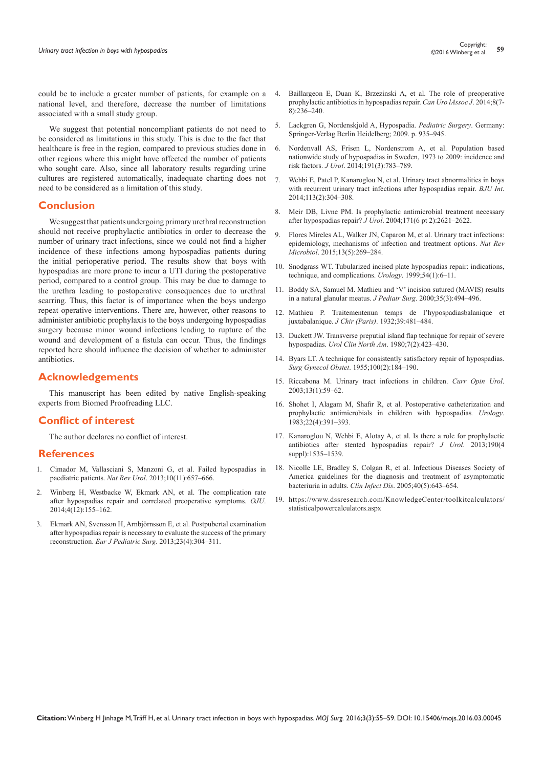could be to include a greater number of patients, for example on a national level, and therefore, decrease the number of limitations associated with a small study group.

We suggest that potential noncompliant patients do not need to be considered as limitations in this study. This is due to the fact that healthcare is free in the region, compared to previous studies done in other regions where this might have affected the number of patients who sought care. Also, since all laboratory results regarding urine cultures are registered automatically, inadequate charting does not need to be considered as a limitation of this study.

## Conclusion

We suggest that patients undergoing primary urethral reconstruction should not receive prophylactic antibiotics in order to decrease the number of urinary tract infections, since we could not find a higher incidence of these infections among hypospadias patients during the initial perioperative period. The results show that boys with hypospadias are more prone to incur a UTI during the postoperative period, compared to a control group. This may be due to damage to the urethra leading to postoperative consequences due to urethral scarring. Thus, this factor is of importance when the boys undergo repeat operative interventions. There are, however, other reasons to administer antibiotic prophylaxis to the boys undergoing hypospadias surgery because minor wound infections leading to rupture of the wound and development of a fistula can occur. Thus, the findings reported here should influence the decision of whether to administer antibiotics.

## Acknowledgements

This manuscript has been edited by native English-speaking experts from Biomed Proofreading LLC.

## Conflict of interest

The author declares no conflict of interest.

## References

1. Cimador M, Vallasciani S, Manzoni G, et al. Failed hypospadias in paediatric patients. *Nat Rev Urol*. 2013;10(11):657–666.
2. Winberg H, Westbacke W, Ekmark AN, et al. The complication rate after hypospadias repair and correlated preoperative symptoms. *OJU*. 2014;4(12):155–162.
3. Ekmark AN, Svensson H, Arnbjörnsson E, et al. Postpubertal examination after hypospadias repair is necessary to evaluate the success of the primary reconstruction. *Eur J Pediatric Surg*. 2013;23(4):304–311.
4. Baillargeon E, Duan K, Brzezinski A, et al. The role of preoperative prophylactic antibiotics in hypospadias repair. *Can Uro lAssoc J*. 2014;8(7-8):236–240.
5. Lackgren G, Nordenskjold A, Hypospadia. *Pediatric Surgery*. Germany: Springer-Verlag Berlin Heidelberg; 2009. p. 935–945.
6. Nordenvall AS, Frisen L, Nordenstrom A, et al. Population based nationwide study of hypospadias in Sweden, 1973 to 2009: incidence and risk factors. *J Urol*. 2014;191(3):783–789.
7. Wehbi E, Patel P, Kanaroglou N, et al. Urinary tract abnormalities in boys with recurrent urinary tract infections after hypospadias repair. *BJU Int*. 2014;113(2):304–308.
8. Meir DB, Livne PM. Is prophylactic antimicrobial treatment necessary after hypospadias repair? *J Urol*. 2004;171(6 pt 2):2621–2622.
9. Flores Mireles AL, Walker JN, Caparon M, et al. Urinary tract infections: epidemiology, mechanisms of infection and treatment options. *Nat Rev Microbiol*. 2015;13(5):269–284.
10. Snodgrass WT. Tubularized incised plate hypospadias repair: indications, technique, and complications. *Urology*. 1999;54(1):6–11.
11. Boddy SA, Samuel M. Mathieu and 'V' incision sutured (MAVIS) results in a natural glanular meatus. *J Pediatr Surg*. 2000;35(3):494–496.
12. Mathieu P. Traitementenun temps de l'hypospadiasbalanique et juxtabalanique. *J Chir (Paris)*. 1932;39:481–484.
13. Duckett JW. Transverse preputial island flap technique for repair of severe hypospadias. *Urol Clin North Am*. 1980;7(2):423–430.
14. Byars LT. A technique for consistently satisfactory repair of hypospadias. *Surg Gynecol Obstet*. 1955;100(2):184–190.
15. Riccabona M. Urinary tract infections in children. *Curr Opin Urol*. 2003;13(1):59–62.
16. Shohet I, Alagam M, Shafir R, et al. Postoperative catheterization and prophylactic antimicrobials in children with hypospadias. *Urology*. 1983;22(4):391–393.
17. Kanaroglou N, Wehbi E, Alotay A, et al. Is there a role for prophylactic antibiotics after stented hypospadias repair? *J Urol*. 2013;190(4 suppl):1535–1539.
18. Nicolle LE, Bradley S, Colgan R, et al. Infectious Diseases Society of America guidelines for the diagnosis and treatment of asymptomatic bacteriuria in adults. *Clin Infect Dis*. 2005;40(5):643–654.
19. https://www.dssresearch.com/KnowledgeCenter/toolkitcalculators/statisticalpowercalculators.aspx